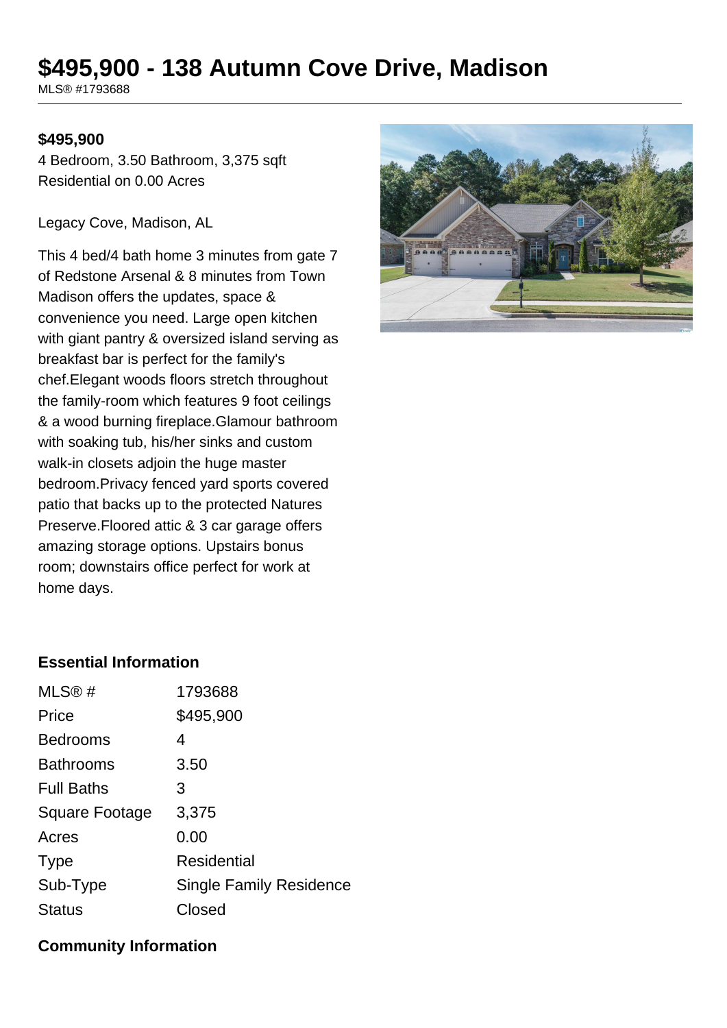# $495,900 - 138 Autumn Cove Drive, Madison

MLS® #1793688

**$495,900**

4 Bedroom, 3.50 Bathroom, 3,375 sqft

Residential on 0.00 Acres

Legacy Cove, Madison, AL

This 4 bed/4 bath home 3 minutes from gate 7 of Redstone Arsenal & 8 minutes from Town Madison offers the updates, space & convenience you need. Large open kitchen with giant pantry & oversized island serving as breakfast bar is perfect for the family's chef.Elegant woods floors stretch throughout the family-room which features 9 foot ceilings & a wood burning fireplace.Glamour bathroom with soaking tub, his/her sinks and custom walk-in closets adjoin the huge master bedroom.Privacy fenced yard sports covered patio that backs up to the protected Natures Preserve.Floored attic & 3 car garage offers amazing storage options. Upstairs bonus room; downstairs office perfect for work at home days.

## Essential Information

| | |
|---|---|
| MLS® # | 1793688 |
| Price | $495,900 |
| Bedrooms | 4 |
| Bathrooms | 3.50 |
| Full Baths | 3 |
| Square Footage | 3,375 |
| Acres | 0.00 |
| Type | Residential |
| Sub-Type | Single Family Residence |
| Status | Closed |

## Community Information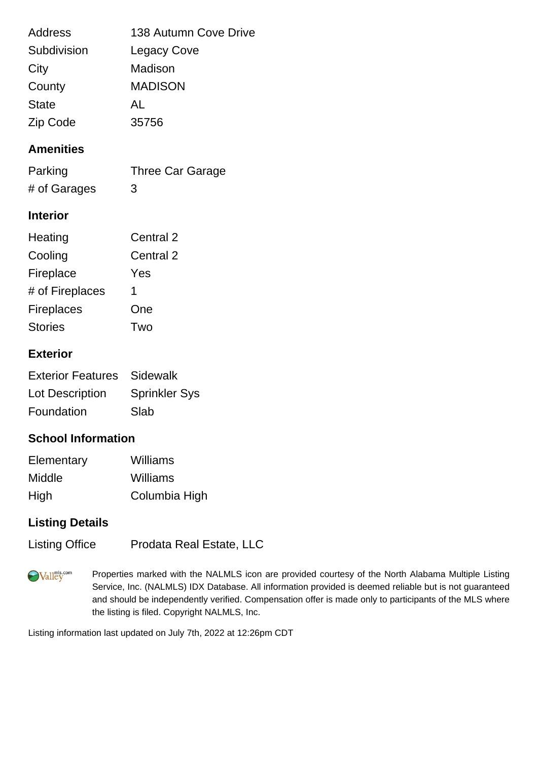| | |
|---|---|
| Address | 138 Autumn Cove Drive |
| Subdivision | Legacy Cove |
| City | Madison |
| County | MADISON |
| State | AL |
| Zip Code | 35756 |

### Amenities

| | |
|---|---|
| Parking | Three Car Garage |
| # of Garages | 3 |

### Interior

| | |
|---|---|
| Heating | Central 2 |
| Cooling | Central 2 |
| Fireplace | Yes |
| # of Fireplaces | 1 |
| Fireplaces | One |
| Stories | Two |

### Exterior

| | |
|---|---|
| Exterior Features | Sidewalk |
| Lot Description | Sprinkler Sys |
| Foundation | Slab |

### School Information

| | |
|---|---|
| Elementary | Williams |
| Middle | Williams |
| High | Columbia High |

### Listing Details

| | |
|---|---|
| Listing Office | Prodata Real Estate, LLC |

Valleymls.com

Properties marked with the NALMLS icon are provided courtesy of the North Alabama Multiple Listing Service, Inc. (NALMLS) IDX Database. All information provided is deemed reliable but is not guaranteed and should be independently verified. Compensation offer is made only to participants of the MLS where the listing is filed. Copyright NALMLS, Inc.

Listing information last updated on July 7th, 2022 at 12:26pm CDT